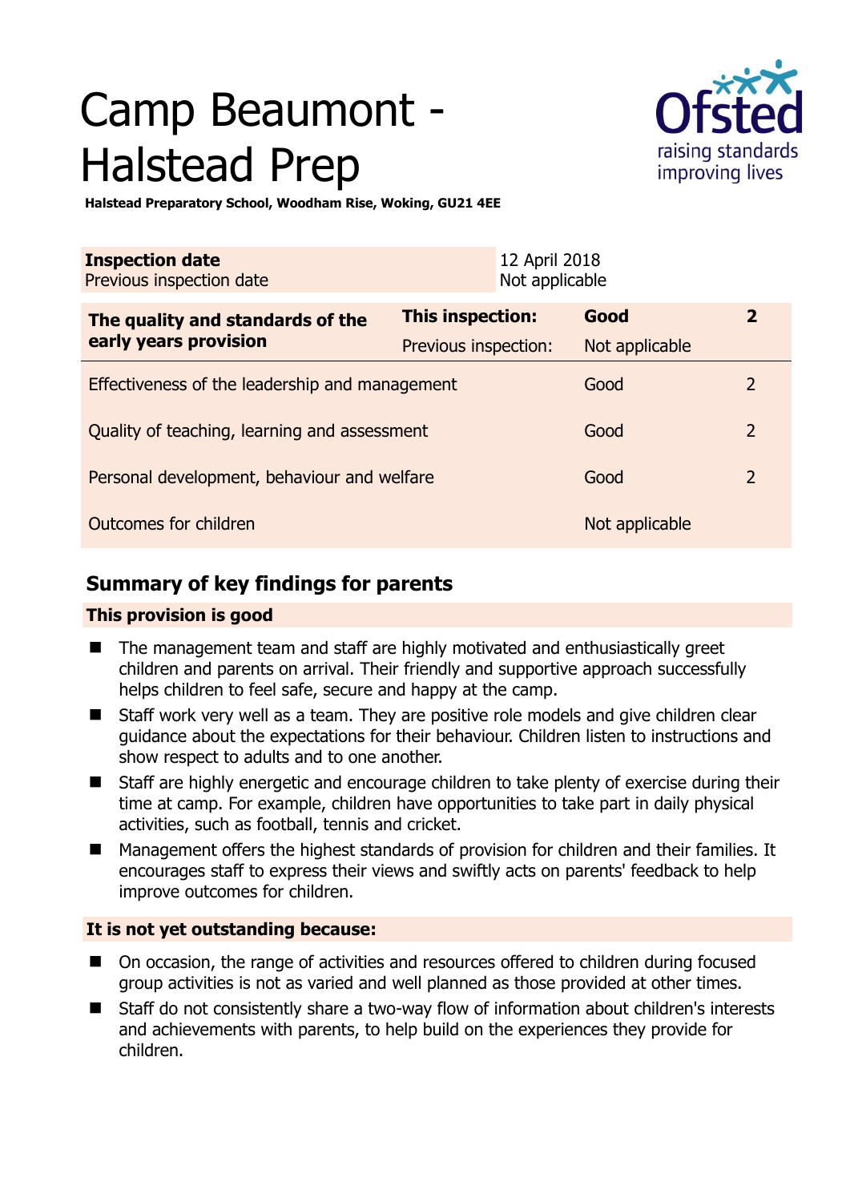# Camp Beaumont - Halstead Prep

**Halstead Preparatory School, Woodham Rise, Woking, GU21 4EE**

| **Inspection date** | 12 April 2018 |
|---|---|
| Previous inspection date | Not applicable |

| **The quality and standards of the early years provision** | **This inspection:** | **Good** | **2** |
|---|---|---|---|
| | Previous inspection: | Not applicable | |
| Effectiveness of the leadership and management | | Good | 2 |
| Quality of teaching, learning and assessment | | Good | 2 |
| Personal development, behaviour and welfare | | Good | 2 |
| Outcomes for children | | Not applicable | |

## Summary of key findings for parents

### This provision is good

- The management team and staff are highly motivated and enthusiastically greet children and parents on arrival. Their friendly and supportive approach successfully helps children to feel safe, secure and happy at the camp.
- Staff work very well as a team. They are positive role models and give children clear guidance about the expectations for their behaviour. Children listen to instructions and show respect to adults and to one another.
- Staff are highly energetic and encourage children to take plenty of exercise during their time at camp. For example, children have opportunities to take part in daily physical activities, such as football, tennis and cricket.
- Management offers the highest standards of provision for children and their families. It encourages staff to express their views and swiftly acts on parents' feedback to help improve outcomes for children.

### It is not yet outstanding because:

- On occasion, the range of activities and resources offered to children during focused group activities is not as varied and well planned as those provided at other times.
- Staff do not consistently share a two-way flow of information about children's interests and achievements with parents, to help build on the experiences they provide for children.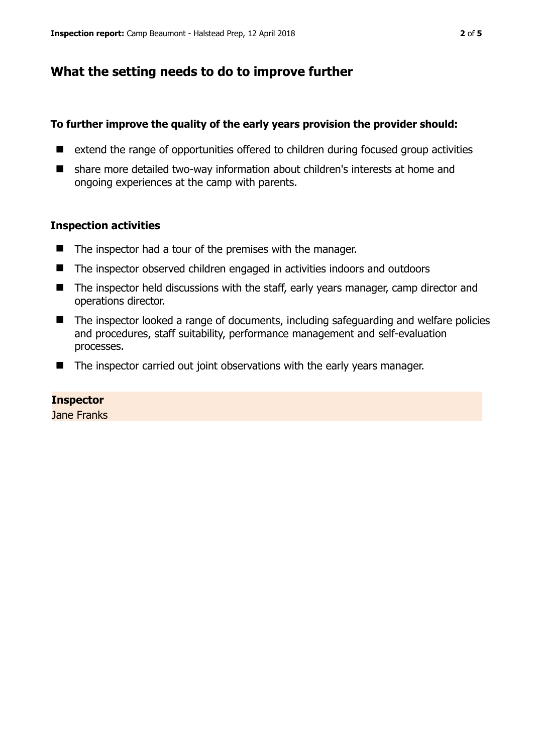## What the setting needs to do to improve further

**To further improve the quality of the early years provision the provider should:**

- extend the range of opportunities offered to children during focused group activities
- share more detailed two-way information about children's interests at home and ongoing experiences at the camp with parents.

### Inspection activities

- The inspector had a tour of the premises with the manager.
- The inspector observed children engaged in activities indoors and outdoors
- The inspector held discussions with the staff, early years manager, camp director and operations director.
- The inspector looked a range of documents, including safeguarding and welfare policies and procedures, staff suitability, performance management and self-evaluation processes.
- The inspector carried out joint observations with the early years manager.

**Inspector**
Jane Franks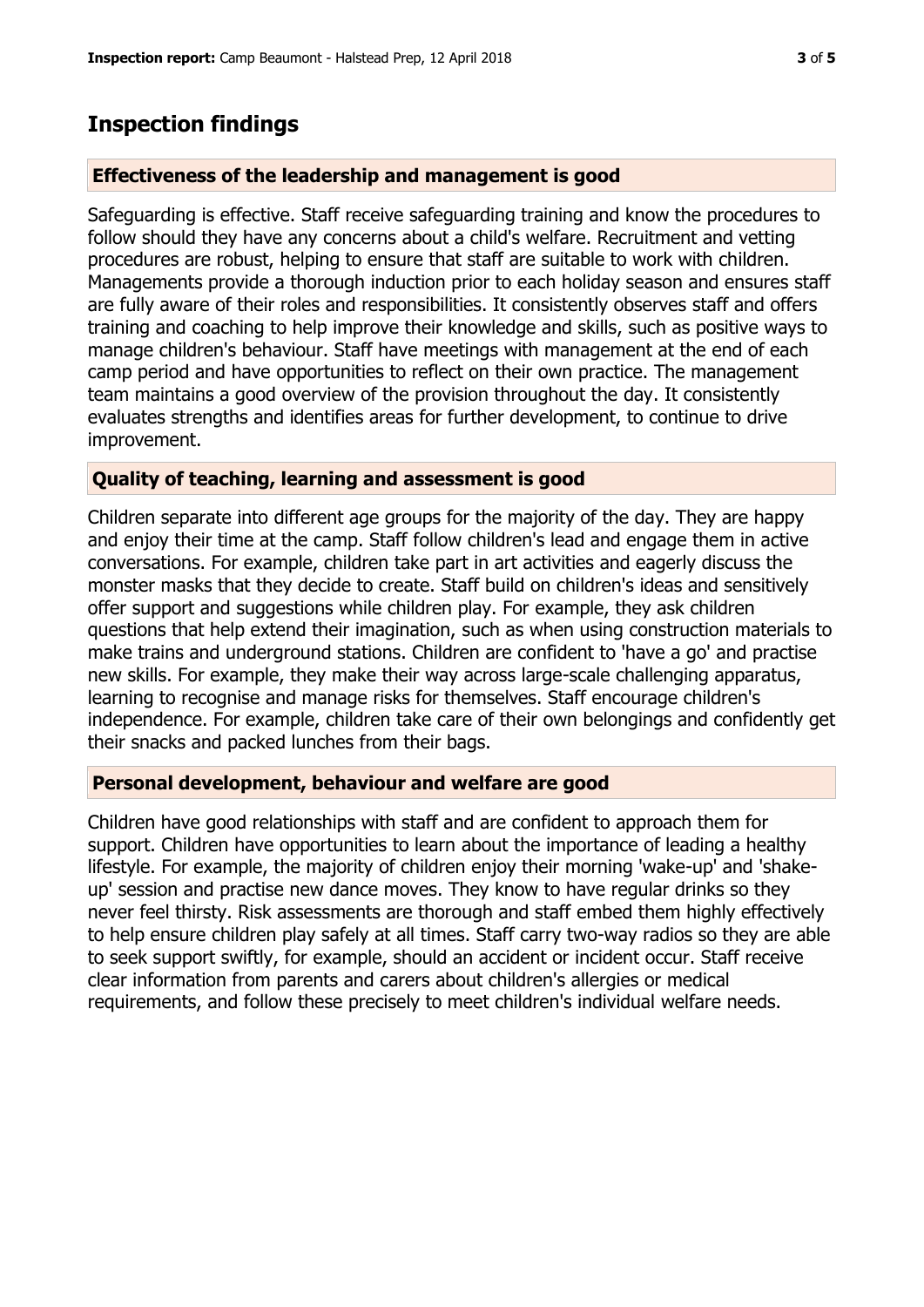## Inspection findings

### Effectiveness of the leadership and management is good

Safeguarding is effective. Staff receive safeguarding training and know the procedures to follow should they have any concerns about a child's welfare. Recruitment and vetting procedures are robust, helping to ensure that staff are suitable to work with children. Managements provide a thorough induction prior to each holiday season and ensures staff are fully aware of their roles and responsibilities. It consistently observes staff and offers training and coaching to help improve their knowledge and skills, such as positive ways to manage children's behaviour. Staff have meetings with management at the end of each camp period and have opportunities to reflect on their own practice. The management team maintains a good overview of the provision throughout the day. It consistently evaluates strengths and identifies areas for further development, to continue to drive improvement.

### Quality of teaching, learning and assessment is good

Children separate into different age groups for the majority of the day. They are happy and enjoy their time at the camp. Staff follow children's lead and engage them in active conversations. For example, children take part in art activities and eagerly discuss the monster masks that they decide to create. Staff build on children's ideas and sensitively offer support and suggestions while children play. For example, they ask children questions that help extend their imagination, such as when using construction materials to make trains and underground stations. Children are confident to 'have a go' and practise new skills. For example, they make their way across large-scale challenging apparatus, learning to recognise and manage risks for themselves. Staff encourage children's independence. For example, children take care of their own belongings and confidently get their snacks and packed lunches from their bags.

### Personal development, behaviour and welfare are good

Children have good relationships with staff and are confident to approach them for support. Children have opportunities to learn about the importance of leading a healthy lifestyle. For example, the majority of children enjoy their morning 'wake-up' and 'shake-up' session and practise new dance moves. They know to have regular drinks so they never feel thirsty. Risk assessments are thorough and staff embed them highly effectively to help ensure children play safely at all times. Staff carry two-way radios so they are able to seek support swiftly, for example, should an accident or incident occur. Staff receive clear information from parents and carers about children's allergies or medical requirements, and follow these precisely to meet children's individual welfare needs.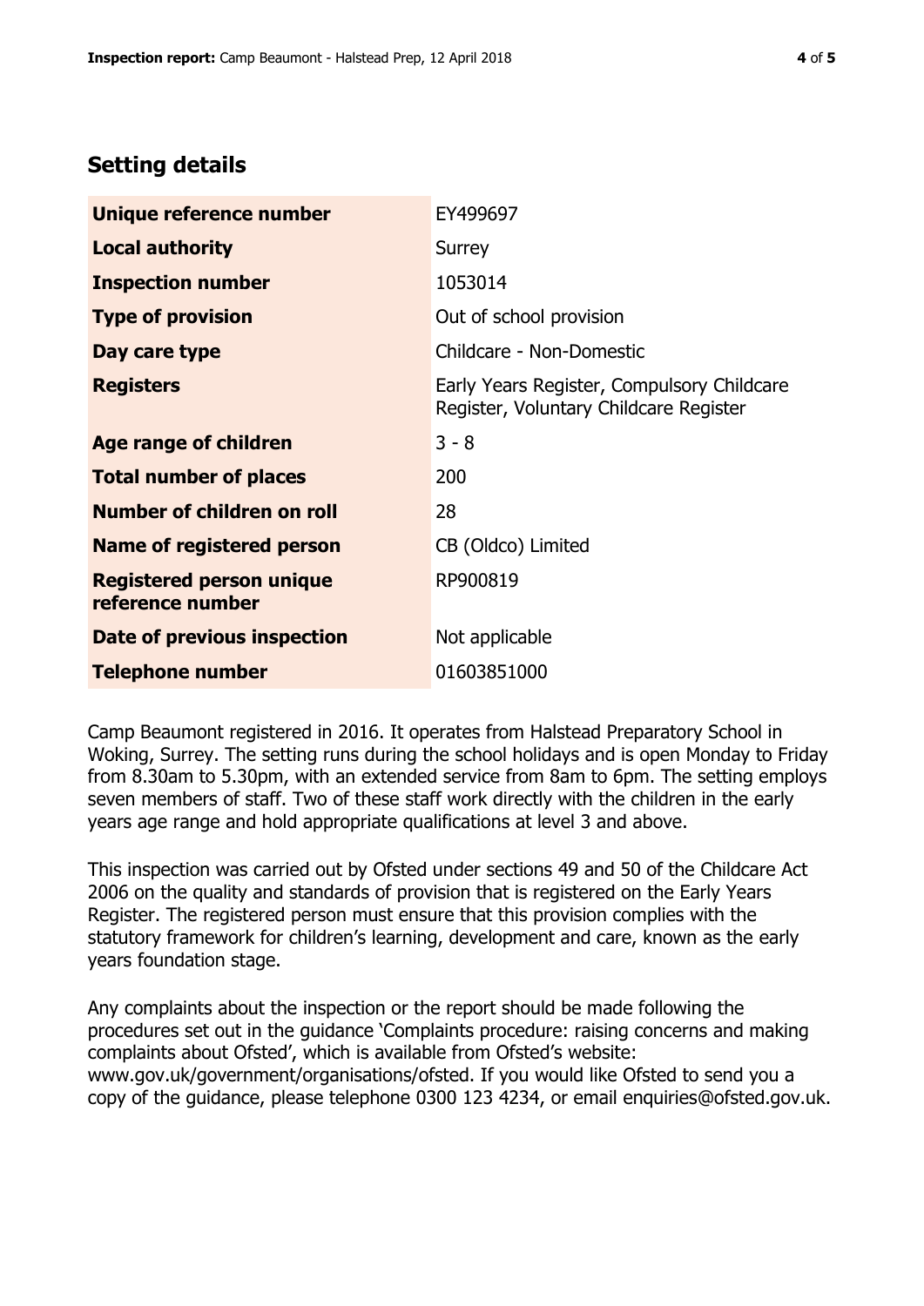## Setting details

| | |
|---|---|
| **Unique reference number** | EY499697 |
| **Local authority** | Surrey |
| **Inspection number** | 1053014 |
| **Type of provision** | Out of school provision |
| **Day care type** | Childcare - Non-Domestic |
| **Registers** | Early Years Register, Compulsory Childcare Register, Voluntary Childcare Register |
| **Age range of children** | 3 - 8 |
| **Total number of places** | 200 |
| **Number of children on roll** | 28 |
| **Name of registered person** | CB (Oldco) Limited |
| **Registered person unique reference number** | RP900819 |
| **Date of previous inspection** | Not applicable |
| **Telephone number** | 01603851000 |

Camp Beaumont registered in 2016. It operates from Halstead Preparatory School in Woking, Surrey. The setting runs during the school holidays and is open Monday to Friday from 8.30am to 5.30pm, with an extended service from 8am to 6pm. The setting employs seven members of staff. Two of these staff work directly with the children in the early years age range and hold appropriate qualifications at level 3 and above.

This inspection was carried out by Ofsted under sections 49 and 50 of the Childcare Act 2006 on the quality and standards of provision that is registered on the Early Years Register. The registered person must ensure that this provision complies with the statutory framework for children's learning, development and care, known as the early years foundation stage.

Any complaints about the inspection or the report should be made following the procedures set out in the guidance 'Complaints procedure: raising concerns and making complaints about Ofsted', which is available from Ofsted's website: www.gov.uk/government/organisations/ofsted. If you would like Ofsted to send you a copy of the guidance, please telephone 0300 123 4234, or email enquiries@ofsted.gov.uk.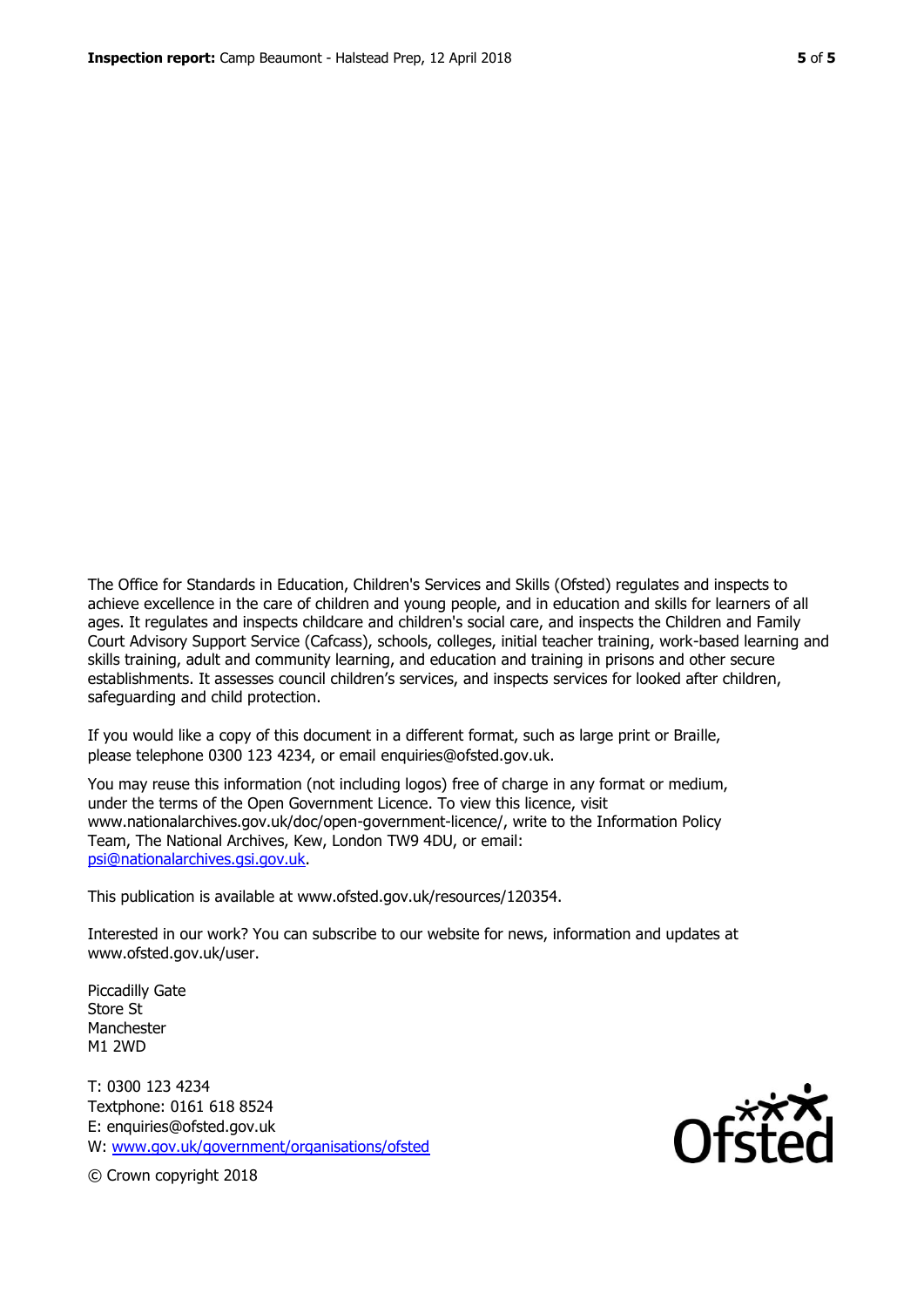The Office for Standards in Education, Children's Services and Skills (Ofsted) regulates and inspects to achieve excellence in the care of children and young people, and in education and skills for learners of all ages. It regulates and inspects childcare and children's social care, and inspects the Children and Family Court Advisory Support Service (Cafcass), schools, colleges, initial teacher training, work-based learning and skills training, adult and community learning, and education and training in prisons and other secure establishments. It assesses council children's services, and inspects services for looked after children, safeguarding and child protection.

If you would like a copy of this document in a different format, such as large print or Braille, please telephone 0300 123 4234, or email enquiries@ofsted.gov.uk.

You may reuse this information (not including logos) free of charge in any format or medium, under the terms of the Open Government Licence. To view this licence, visit www.nationalarchives.gov.uk/doc/open-government-licence/, write to the Information Policy Team, The National Archives, Kew, London TW9 4DU, or email: psi@nationalarchives.gsi.gov.uk.

This publication is available at www.ofsted.gov.uk/resources/120354.

Interested in our work? You can subscribe to our website for news, information and updates at www.ofsted.gov.uk/user.

Piccadilly Gate
Store St
Manchester
M1 2WD

T: 0300 123 4234
Textphone: 0161 618 8524
E: enquiries@ofsted.gov.uk
W: www.gov.uk/government/organisations/ofsted

© Crown copyright 2018